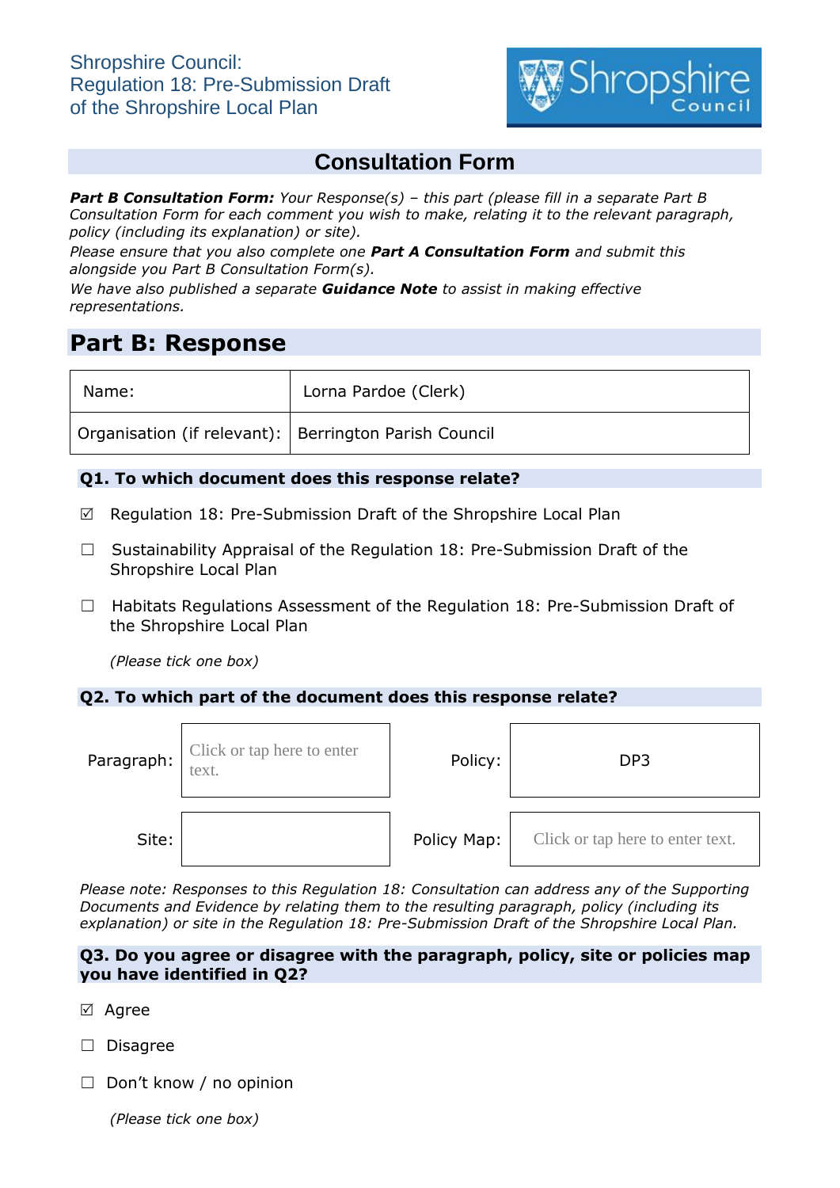Shropshire Council:
Regulation 18: Pre-Submission Draft
of the Shropshire Local Plan

## Consultation Form

***Part B Consultation Form:** Your Response(s) – this part (please fill in a separate Part B Consultation Form for each comment you wish to make, relating it to the relevant paragraph, policy (including its explanation) or site).*

*Please ensure that you also complete one **Part A Consultation Form** and submit this alongside you Part B Consultation Form(s).*

*We have also published a separate **Guidance Note** to assist in making effective representations.*

# Part B: Response

| | |
|---|---|
| Name: | Lorna Pardoe (Clerk) |
| Organisation (if relevant): | Berrington Parish Council |

### Q1. To which document does this response relate?

☑ Regulation 18: Pre-Submission Draft of the Shropshire Local Plan

☐ Sustainability Appraisal of the Regulation 18: Pre-Submission Draft of the Shropshire Local Plan

☐ Habitats Regulations Assessment of the Regulation 18: Pre-Submission Draft of the Shropshire Local Plan

*(Please tick one box)*

### Q2. To which part of the document does this response relate?

| | | | |
|---|---|---|---|
| Paragraph: | Click or tap here to enter text. | Policy: | DP3 |
| Site: | | Policy Map: | Click or tap here to enter text. |

*Please note: Responses to this Regulation 18: Consultation can address any of the Supporting Documents and Evidence by relating them to the resulting paragraph, policy (including its explanation) or site in the Regulation 18: Pre-Submission Draft of the Shropshire Local Plan.*

### Q3. Do you agree or disagree with the paragraph, policy, site or policies map you have identified in Q2?

☑ Agree

☐ Disagree

☐ Don't know / no opinion

*(Please tick one box)*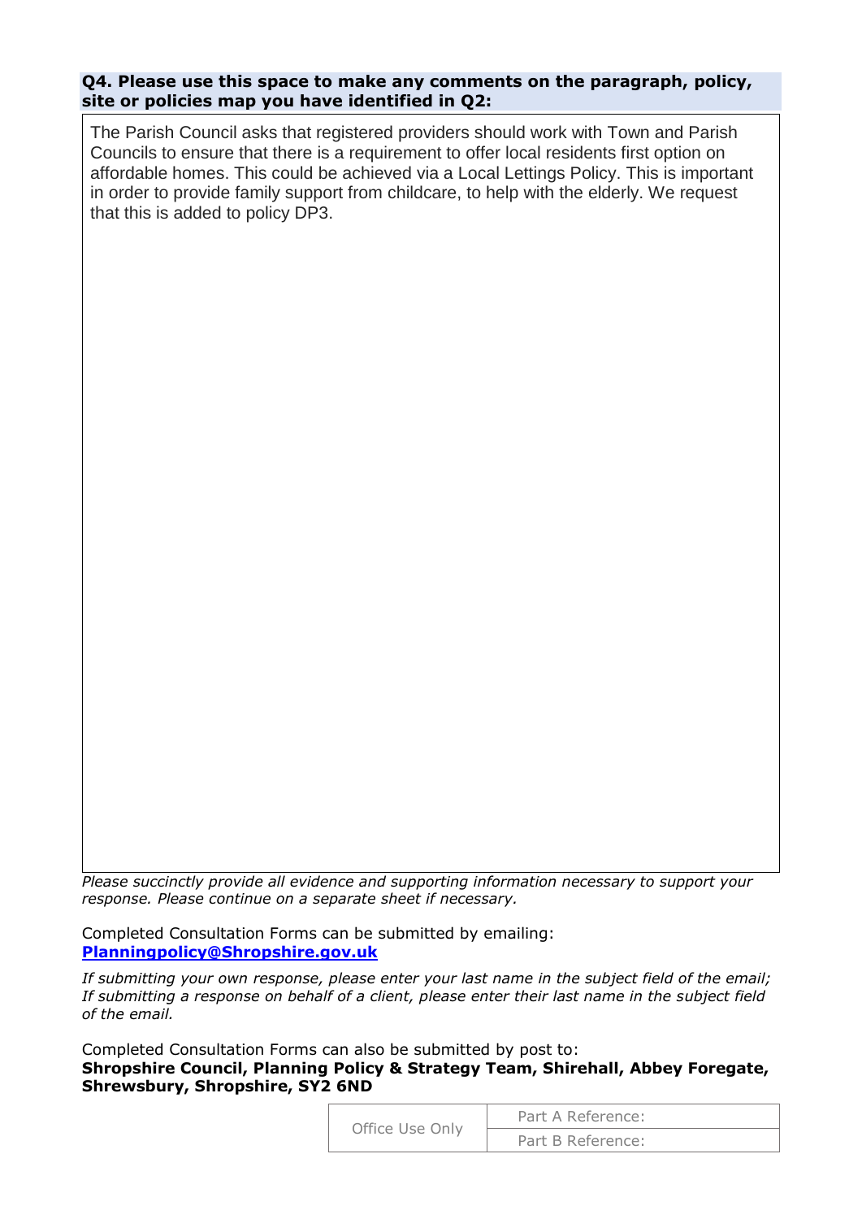**Q4. Please use this space to make any comments on the paragraph, policy, site or policies map you have identified in Q2:**

The Parish Council asks that registered providers should work with Town and Parish Councils to ensure that there is a requirement to offer local residents first option on affordable homes. This could be achieved via a Local Lettings Policy. This is important in order to provide family support from childcare, to help with the elderly. We request that this is added to policy DP3.

*Please succinctly provide all evidence and supporting information necessary to support your response. Please continue on a separate sheet if necessary.*

Completed Consultation Forms can be submitted by emailing:
**Planningpolicy@Shropshire.gov.uk**

*If submitting your own response, please enter your last name in the subject field of the email; If submitting a response on behalf of a client, please enter their last name in the subject field of the email.*

Completed Consultation Forms can also be submitted by post to:
**Shropshire Council, Planning Policy & Strategy Team, Shirehall, Abbey Foregate, Shrewsbury, Shropshire, SY2 6ND**

| | |
|---|---|
| Office Use Only | Part A Reference: |
| | Part B Reference: |